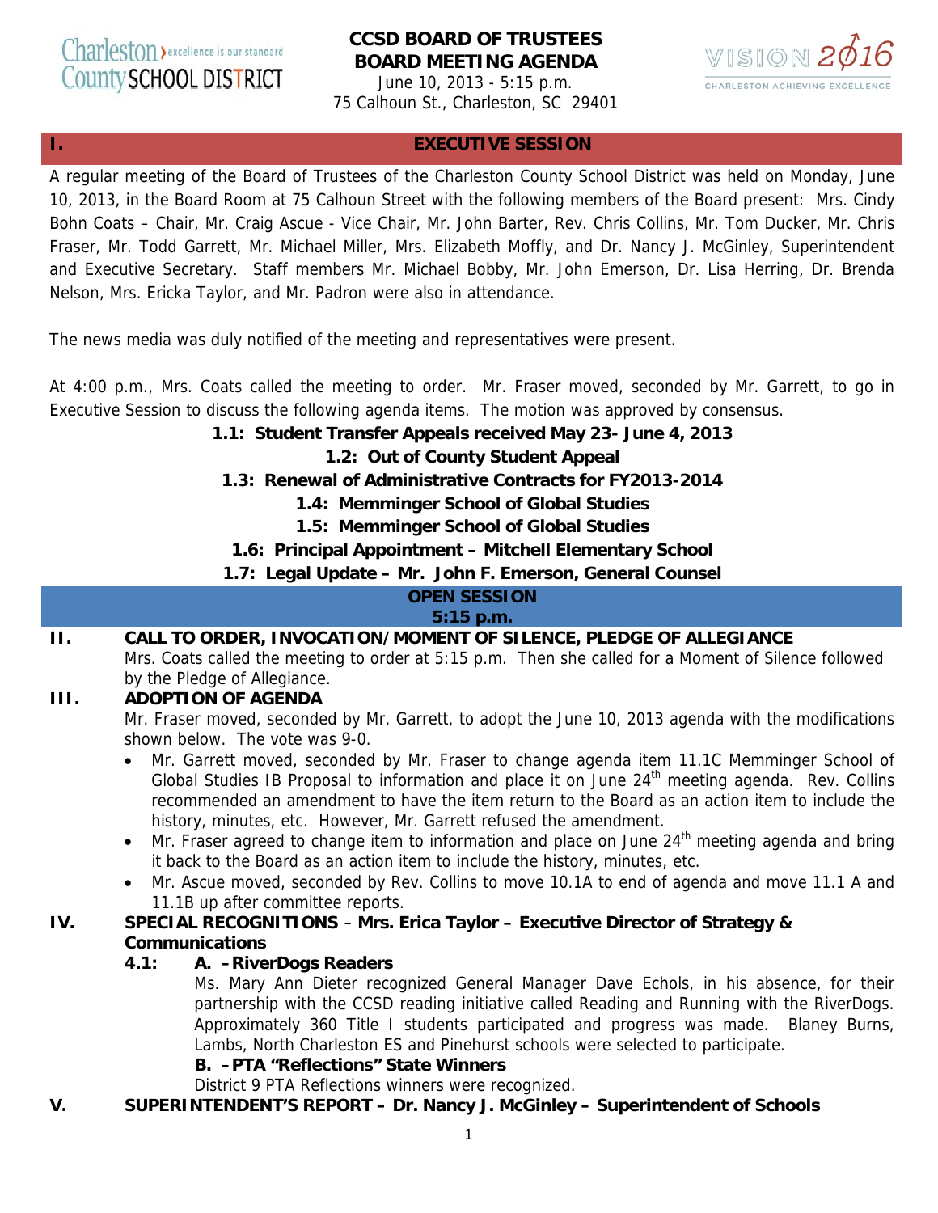Charleston County SCHOOL DISTRICT — excellence is our standard

# CCSD BOARD OF TRUSTEES
# BOARD MEETING AGENDA

June 10, 2013 - 5:15 p.m.
75 Calhoun St., Charleston, SC 29401

VISION 2016 — CHARLESTON ACHIEVING EXCELLENCE

## I. EXECUTIVE SESSION

A regular meeting of the Board of Trustees of the Charleston County School District was held on Monday, June 10, 2013, in the Board Room at 75 Calhoun Street with the following members of the Board present: Mrs. Cindy Bohn Coats – Chair, Mr. Craig Ascue - Vice Chair, Mr. John Barter, Rev. Chris Collins, Mr. Tom Ducker, Mr. Chris Fraser, Mr. Todd Garrett, Mr. Michael Miller, Mrs. Elizabeth Moffly, and Dr. Nancy J. McGinley, Superintendent and Executive Secretary. Staff members Mr. Michael Bobby, Mr. John Emerson, Dr. Lisa Herring, Dr. Brenda Nelson, Mrs. Ericka Taylor, and Mr. Padron were also in attendance.

The news media was duly notified of the meeting and representatives were present.

At 4:00 p.m., Mrs. Coats called the meeting to order. Mr. Fraser moved, seconded by Mr. Garrett, to go in Executive Session to discuss the following agenda items. The motion was approved by consensus.

**1.1: Student Transfer Appeals received May 23- June 4, 2013**

**1.2: Out of County Student Appeal**

**1.3: Renewal of Administrative Contracts for FY2013-2014**

**1.4: Memminger School of Global Studies**

**1.5: Memminger School of Global Studies**

**1.6: Principal Appointment – Mitchell Elementary School**

**1.7: Legal Update – Mr. John F. Emerson, General Counsel**

## OPEN SESSION
**5:15 p.m.**

## II. CALL TO ORDER, INVOCATION/MOMENT OF SILENCE, PLEDGE OF ALLEGIANCE

Mrs. Coats called the meeting to order at 5:15 p.m. Then she called for a Moment of Silence followed by the Pledge of Allegiance.

## III. ADOPTION OF AGENDA

Mr. Fraser moved, seconded by Mr. Garrett, to adopt the June 10, 2013 agenda with the modifications shown below. The vote was 9-0.

- Mr. Garrett moved, seconded by Mr. Fraser to change agenda item 11.1C Memminger School of Global Studies IB Proposal to information and place it on June 24th meeting agenda. Rev. Collins recommended an amendment to have the item return to the Board as an action item to include the history, minutes, etc. However, Mr. Garrett refused the amendment.
- Mr. Fraser agreed to change item to information and place on June 24th meeting agenda and bring it back to the Board as an action item to include the history, minutes, etc.
- Mr. Ascue moved, seconded by Rev. Collins to move 10.1A to end of agenda and move 11.1 A and 11.1B up after committee reports.

## IV. SPECIAL RECOGNITIONS – Mrs. Erica Taylor – Executive Director of Strategy & Communications

### 4.1: A. – RiverDogs Readers

Ms. Mary Ann Dieter recognized General Manager Dave Echols, in his absence, for their partnership with the CCSD reading initiative called Reading and Running with the RiverDogs. Approximately 360 Title I students participated and progress was made. Blaney Burns, Lambs, North Charleston ES and Pinehurst schools were selected to participate.

**B. – PTA "Reflections" State Winners**

District 9 PTA Reflections winners were recognized.

## V. SUPERINTENDENT'S REPORT – Dr. Nancy J. McGinley – Superintendent of Schools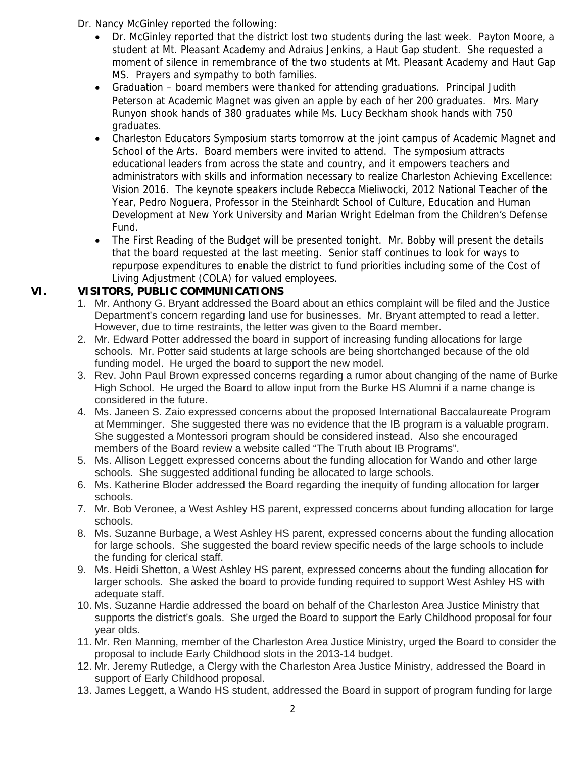Dr. Nancy McGinley reported the following:

- Dr. McGinley reported that the district lost two students during the last week. Payton Moore, a student at Mt. Pleasant Academy and Adraius Jenkins, a Haut Gap student. She requested a moment of silence in remembrance of the two students at Mt. Pleasant Academy and Haut Gap MS. Prayers and sympathy to both families.
- Graduation – board members were thanked for attending graduations. Principal Judith Peterson at Academic Magnet was given an apple by each of her 200 graduates. Mrs. Mary Runyon shook hands of 380 graduates while Ms. Lucy Beckham shook hands with 750 graduates.
- Charleston Educators Symposium starts tomorrow at the joint campus of Academic Magnet and School of the Arts. Board members were invited to attend. The symposium attracts educational leaders from across the state and country, and it empowers teachers and administrators with skills and information necessary to realize Charleston Achieving Excellence: Vision 2016. The keynote speakers include Rebecca Mieliwocki, 2012 National Teacher of the Year, Pedro Noguera, Professor in the Steinhardt School of Culture, Education and Human Development at New York University and Marian Wright Edelman from the Children's Defense Fund.
- The First Reading of the Budget will be presented tonight. Mr. Bobby will present the details that the board requested at the last meeting. Senior staff continues to look for ways to repurpose expenditures to enable the district to fund priorities including some of the Cost of Living Adjustment (COLA) for valued employees.

## VI. VISITORS, PUBLIC COMMUNICATIONS

1. Mr. Anthony G. Bryant addressed the Board about an ethics complaint will be filed and the Justice Department's concern regarding land use for businesses. Mr. Bryant attempted to read a letter. However, due to time restraints, the letter was given to the Board member.
2. Mr. Edward Potter addressed the board in support of increasing funding allocations for large schools. Mr. Potter said students at large schools are being shortchanged because of the old funding model. He urged the board to support the new model.
3. Rev. John Paul Brown expressed concerns regarding a rumor about changing of the name of Burke High School. He urged the Board to allow input from the Burke HS Alumni if a name change is considered in the future.
4. Ms. Janeen S. Zaio expressed concerns about the proposed International Baccalaureate Program at Memminger. She suggested there was no evidence that the IB program is a valuable program. She suggested a Montessori program should be considered instead. Also she encouraged members of the Board review a website called "The Truth about IB Programs".
5. Ms. Allison Leggett expressed concerns about the funding allocation for Wando and other large schools. She suggested additional funding be allocated to large schools.
6. Ms. Katherine Bloder addressed the Board regarding the inequity of funding allocation for larger schools.
7. Mr. Bob Veronee, a West Ashley HS parent, expressed concerns about funding allocation for large schools.
8. Ms. Suzanne Burbage, a West Ashley HS parent, expressed concerns about the funding allocation for large schools. She suggested the board review specific needs of the large schools to include the funding for clerical staff.
9. Ms. Heidi Shetton, a West Ashley HS parent, expressed concerns about the funding allocation for larger schools. She asked the board to provide funding required to support West Ashley HS with adequate staff.
10. Ms. Suzanne Hardie addressed the board on behalf of the Charleston Area Justice Ministry that supports the district's goals. She urged the Board to support the Early Childhood proposal for four year olds.
11. Mr. Ren Manning, member of the Charleston Area Justice Ministry, urged the Board to consider the proposal to include Early Childhood slots in the 2013-14 budget.
12. Mr. Jeremy Rutledge, a Clergy with the Charleston Area Justice Ministry, addressed the Board in support of Early Childhood proposal.
13. James Leggett, a Wando HS student, addressed the Board in support of program funding for large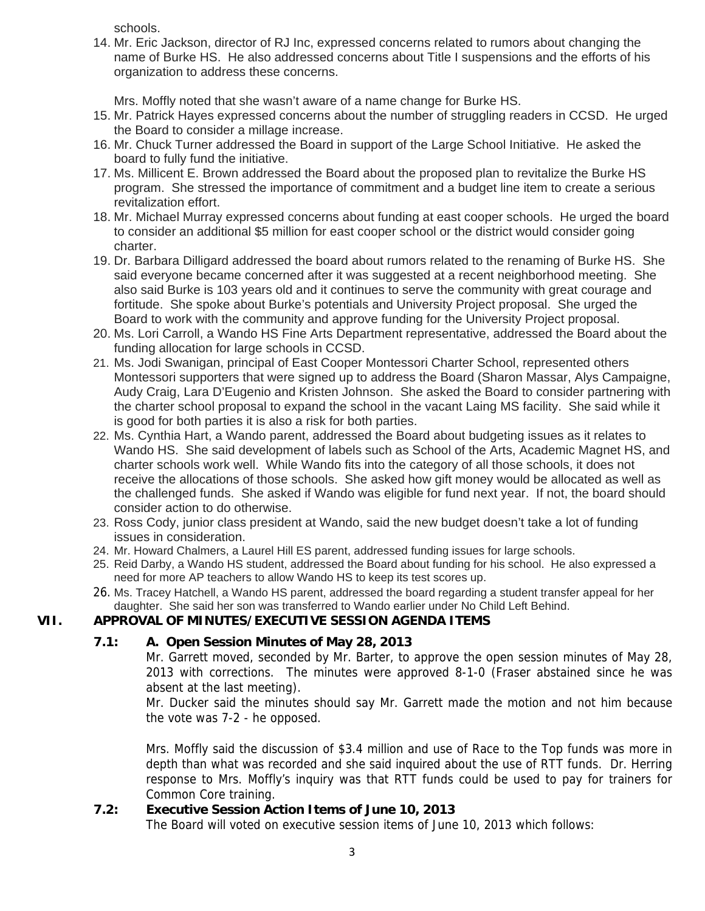schools.

14. Mr. Eric Jackson, director of RJ Inc, expressed concerns related to rumors about changing the name of Burke HS. He also addressed concerns about Title I suspensions and the efforts of his organization to address these concerns.

    Mrs. Moffly noted that she wasn't aware of a name change for Burke HS.
15. Mr. Patrick Hayes expressed concerns about the number of struggling readers in CCSD. He urged the Board to consider a millage increase.
16. Mr. Chuck Turner addressed the Board in support of the Large School Initiative. He asked the board to fully fund the initiative.
17. Ms. Millicent E. Brown addressed the Board about the proposed plan to revitalize the Burke HS program. She stressed the importance of commitment and a budget line item to create a serious revitalization effort.
18. Mr. Michael Murray expressed concerns about funding at east cooper schools. He urged the board to consider an additional $5 million for east cooper school or the district would consider going charter.
19. Dr. Barbara Dilligard addressed the board about rumors related to the renaming of Burke HS. She said everyone became concerned after it was suggested at a recent neighborhood meeting. She also said Burke is 103 years old and it continues to serve the community with great courage and fortitude. She spoke about Burke's potentials and University Project proposal. She urged the Board to work with the community and approve funding for the University Project proposal.
20. Ms. Lori Carroll, a Wando HS Fine Arts Department representative, addressed the Board about the funding allocation for large schools in CCSD.
21. Ms. Jodi Swanigan, principal of East Cooper Montessori Charter School, represented others Montessori supporters that were signed up to address the Board (Sharon Massar, Alys Campaigne, Audy Craig, Lara D'Eugenio and Kristen Johnson. She asked the Board to consider partnering with the charter school proposal to expand the school in the vacant Laing MS facility. She said while it is good for both parties it is also a risk for both parties.
22. Ms. Cynthia Hart, a Wando parent, addressed the Board about budgeting issues as it relates to Wando HS. She said development of labels such as School of the Arts, Academic Magnet HS, and charter schools work well. While Wando fits into the category of all those schools, it does not receive the allocations of those schools. She asked how gift money would be allocated as well as the challenged funds. She asked if Wando was eligible for fund next year. If not, the board should consider action to do otherwise.
23. Ross Cody, junior class president at Wando, said the new budget doesn't take a lot of funding issues in consideration.
24. Mr. Howard Chalmers, a Laurel Hill ES parent, addressed funding issues for large schools.
25. Reid Darby, a Wando HS student, addressed the Board about funding for his school. He also expressed a need for more AP teachers to allow Wando HS to keep its test scores up.
26. Ms. Tracey Hatchell, a Wando HS parent, addressed the board regarding a student transfer appeal for her daughter. She said her son was transferred to Wando earlier under No Child Left Behind.

## VII. APPROVAL OF MINUTES/EXECUTIVE SESSION AGENDA ITEMS

**7.1: A. Open Session Minutes of May 28, 2013**

Mr. Garrett moved, seconded by Mr. Barter, to approve the open session minutes of May 28, 2013 with corrections. The minutes were approved 8-1-0 (Fraser abstained since he was absent at the last meeting).

Mr. Ducker said the minutes should say Mr. Garrett made the motion and not him because the vote was 7-2 - he opposed.

Mrs. Moffly said the discussion of $3.4 million and use of Race to the Top funds was more in depth than what was recorded and she said inquired about the use of RTT funds. Dr. Herring response to Mrs. Moffly's inquiry was that RTT funds could be used to pay for trainers for Common Core training.

**7.2: Executive Session Action Items of June 10, 2013**

The Board will voted on executive session items of June 10, 2013 which follows: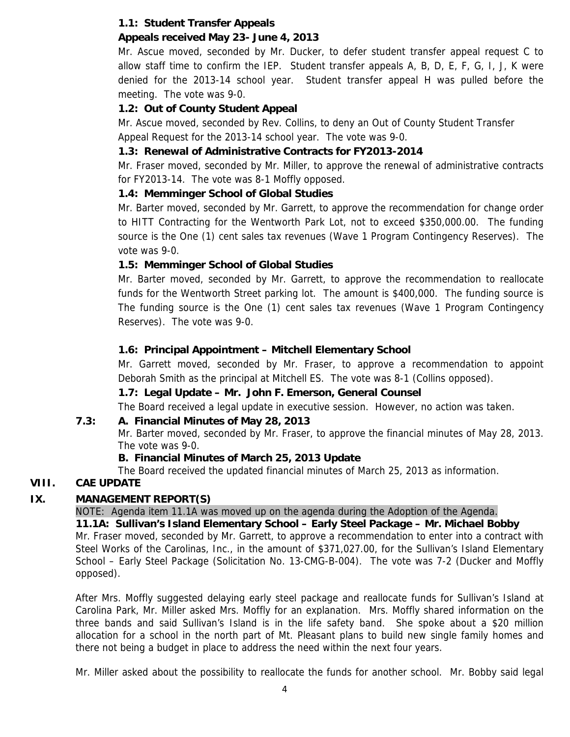**1.1: Student Transfer Appeals**

**Appeals received May 23- June 4, 2013**

Mr. Ascue moved, seconded by Mr. Ducker, to defer student transfer appeal request C to allow staff time to confirm the IEP. Student transfer appeals A, B, D, E, F, G, I, J, K were denied for the 2013-14 school year. Student transfer appeal H was pulled before the meeting. The vote was 9-0.

**1.2: Out of County Student Appeal**

Mr. Ascue moved, seconded by Rev. Collins, to deny an Out of County Student Transfer Appeal Request for the 2013-14 school year. The vote was 9-0.

**1.3: Renewal of Administrative Contracts for FY2013-2014**

Mr. Fraser moved, seconded by Mr. Miller, to approve the renewal of administrative contracts for FY2013-14. The vote was 8-1 Moffly opposed.

**1.4: Memminger School of Global Studies**

Mr. Barter moved, seconded by Mr. Garrett, to approve the recommendation for change order to HITT Contracting for the Wentworth Park Lot, not to exceed $350,000.00. The funding source is the One (1) cent sales tax revenues (Wave 1 Program Contingency Reserves). The vote was 9-0.

**1.5: Memminger School of Global Studies**

Mr. Barter moved, seconded by Mr. Garrett, to approve the recommendation to reallocate funds for the Wentworth Street parking lot. The amount is $400,000. The funding source is The funding source is the One (1) cent sales tax revenues (Wave 1 Program Contingency Reserves). The vote was 9-0.

**1.6: Principal Appointment – Mitchell Elementary School**

Mr. Garrett moved, seconded by Mr. Fraser, to approve a recommendation to appoint Deborah Smith as the principal at Mitchell ES. The vote was 8-1 (Collins opposed).

**1.7: Legal Update – Mr. John F. Emerson, General Counsel**

The Board received a legal update in executive session. However, no action was taken.

**7.3: A. Financial Minutes of May 28, 2013**

Mr. Barter moved, seconded by Mr. Fraser, to approve the financial minutes of May 28, 2013. The vote was 9-0.

**B. Financial Minutes of March 25, 2013 Update**

The Board received the updated financial minutes of March 25, 2013 as information.

## VIII. CAE UPDATE

## IX. MANAGEMENT REPORT(S)

NOTE: Agenda item 11.1A was moved up on the agenda during the Adoption of the Agenda.

**11.1A: Sullivan's Island Elementary School – Early Steel Package – Mr. Michael Bobby**

Mr. Fraser moved, seconded by Mr. Garrett, to approve a recommendation to enter into a contract with Steel Works of the Carolinas, Inc., in the amount of $371,027.00, for the Sullivan's Island Elementary School – Early Steel Package (Solicitation No. 13-CMG-B-004). The vote was 7-2 (Ducker and Moffly opposed).

After Mrs. Moffly suggested delaying early steel package and reallocate funds for Sullivan's Island at Carolina Park, Mr. Miller asked Mrs. Moffly for an explanation. Mrs. Moffly shared information on the three bands and said Sullivan's Island is in the life safety band. She spoke about a $20 million allocation for a school in the north part of Mt. Pleasant plans to build new single family homes and there not being a budget in place to address the need within the next four years.

Mr. Miller asked about the possibility to reallocate the funds for another school. Mr. Bobby said legal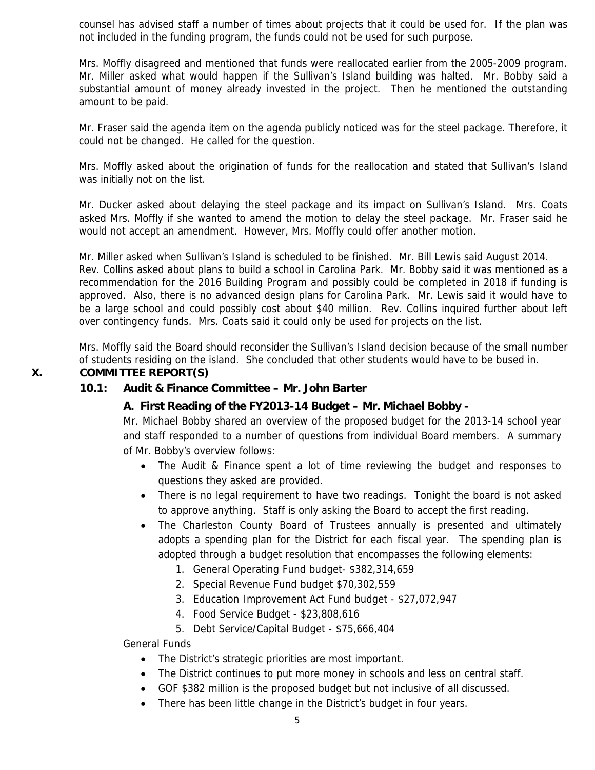counsel has advised staff a number of times about projects that it could be used for. If the plan was not included in the funding program, the funds could not be used for such purpose.

Mrs. Moffly disagreed and mentioned that funds were reallocated earlier from the 2005-2009 program. Mr. Miller asked what would happen if the Sullivan's Island building was halted. Mr. Bobby said a substantial amount of money already invested in the project. Then he mentioned the outstanding amount to be paid.

Mr. Fraser said the agenda item on the agenda publicly noticed was for the steel package. Therefore, it could not be changed. He called for the question.

Mrs. Moffly asked about the origination of funds for the reallocation and stated that Sullivan's Island was initially not on the list.

Mr. Ducker asked about delaying the steel package and its impact on Sullivan's Island. Mrs. Coats asked Mrs. Moffly if she wanted to amend the motion to delay the steel package. Mr. Fraser said he would not accept an amendment. However, Mrs. Moffly could offer another motion.

Mr. Miller asked when Sullivan's Island is scheduled to be finished. Mr. Bill Lewis said August 2014. Rev. Collins asked about plans to build a school in Carolina Park. Mr. Bobby said it was mentioned as a recommendation for the 2016 Building Program and possibly could be completed in 2018 if funding is approved. Also, there is no advanced design plans for Carolina Park. Mr. Lewis said it would have to be a large school and could possibly cost about $40 million. Rev. Collins inquired further about left over contingency funds. Mrs. Coats said it could only be used for projects on the list.

Mrs. Moffly said the Board should reconsider the Sullivan's Island decision because of the small number of students residing on the island. She concluded that other students would have to be bused in.

## X. COMMITTEE REPORT(S)

### 10.1: Audit & Finance Committee – Mr. John Barter

#### A. First Reading of the FY2013-14 Budget – Mr. Michael Bobby -

Mr. Michael Bobby shared an overview of the proposed budget for the 2013-14 school year and staff responded to a number of questions from individual Board members. A summary of Mr. Bobby's overview follows:

- The Audit & Finance spent a lot of time reviewing the budget and responses to questions they asked are provided.
- There is no legal requirement to have two readings. Tonight the board is not asked to approve anything. Staff is only asking the Board to accept the first reading.
- The Charleston County Board of Trustees annually is presented and ultimately adopts a spending plan for the District for each fiscal year. The spending plan is adopted through a budget resolution that encompasses the following elements:
  1. General Operating Fund budget- $382,314,659
  2. Special Revenue Fund budget $70,302,559
  3. Education Improvement Act Fund budget - $27,072,947
  4. Food Service Budget - $23,808,616
  5. Debt Service/Capital Budget - $75,666,404

General Funds

- The District's strategic priorities are most important.
- The District continues to put more money in schools and less on central staff.
- GOF $382 million is the proposed budget but not inclusive of all discussed.
- There has been little change in the District's budget in four years.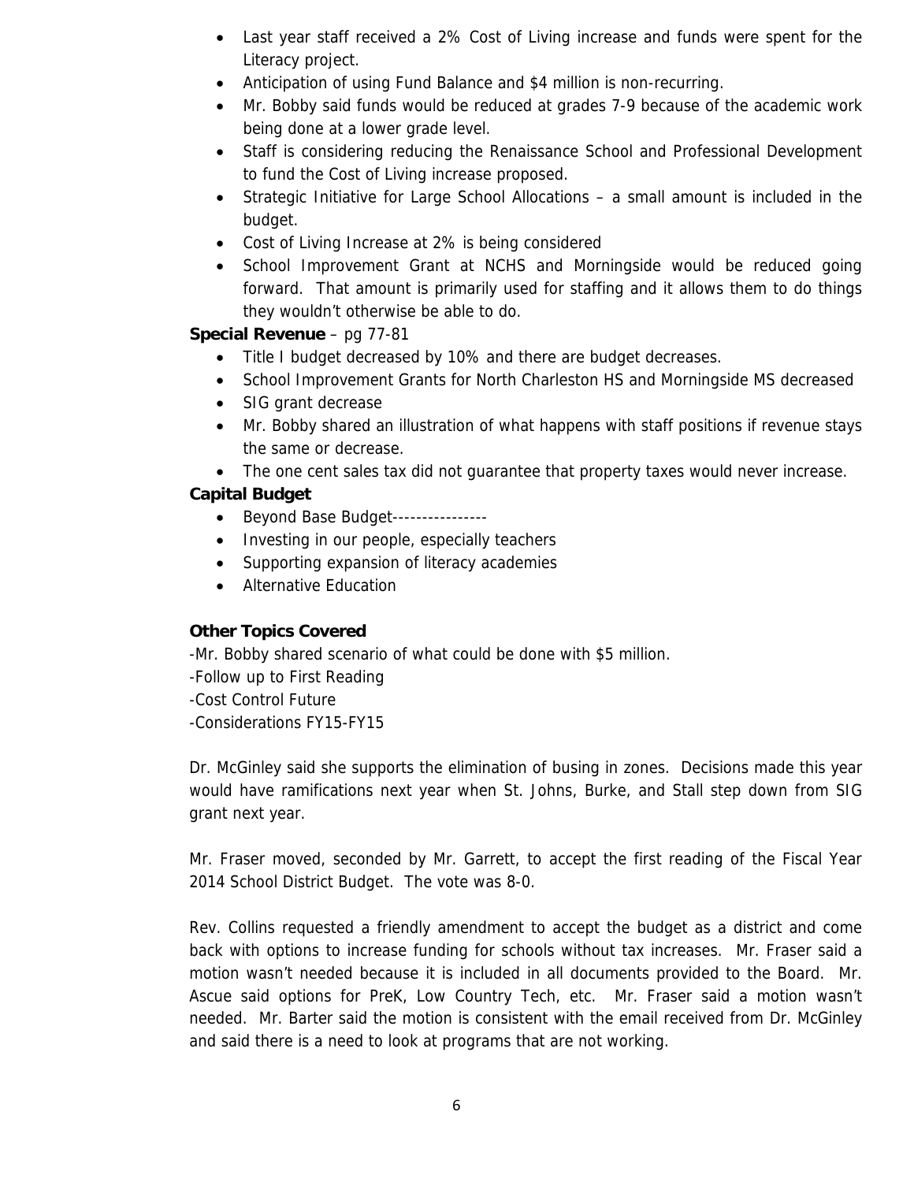- Last year staff received a 2% Cost of Living increase and funds were spent for the Literacy project.
- Anticipation of using Fund Balance and $4 million is non-recurring.
- Mr. Bobby said funds would be reduced at grades 7-9 because of the academic work being done at a lower grade level.
- Staff is considering reducing the Renaissance School and Professional Development to fund the Cost of Living increase proposed.
- Strategic Initiative for Large School Allocations – a small amount is included in the budget.
- Cost of Living Increase at 2% is being considered
- School Improvement Grant at NCHS and Morningside would be reduced going forward. That amount is primarily used for staffing and it allows them to do things they wouldn't otherwise be able to do.

**Special Revenue** – pg 77-81

- Title I budget decreased by 10% and there are budget decreases.
- School Improvement Grants for North Charleston HS and Morningside MS decreased
- SIG grant decrease
- Mr. Bobby shared an illustration of what happens with staff positions if revenue stays the same or decrease.
- The one cent sales tax did not guarantee that property taxes would never increase.

**Capital Budget**

- Beyond Base Budget----------------
- Investing in our people, especially teachers
- Supporting expansion of literacy academies
- Alternative Education

**Other Topics Covered**

-Mr. Bobby shared scenario of what could be done with $5 million.
-Follow up to First Reading
-Cost Control Future
-Considerations FY15-FY15

Dr. McGinley said she supports the elimination of busing in zones. Decisions made this year would have ramifications next year when St. Johns, Burke, and Stall step down from SIG grant next year.

Mr. Fraser moved, seconded by Mr. Garrett, to accept the first reading of the Fiscal Year 2014 School District Budget. The vote was 8-0.

Rev. Collins requested a friendly amendment to accept the budget as a district and come back with options to increase funding for schools without tax increases. Mr. Fraser said a motion wasn't needed because it is included in all documents provided to the Board. Mr. Ascue said options for PreK, Low Country Tech, etc. Mr. Fraser said a motion wasn't needed. Mr. Barter said the motion is consistent with the email received from Dr. McGinley and said there is a need to look at programs that are not working.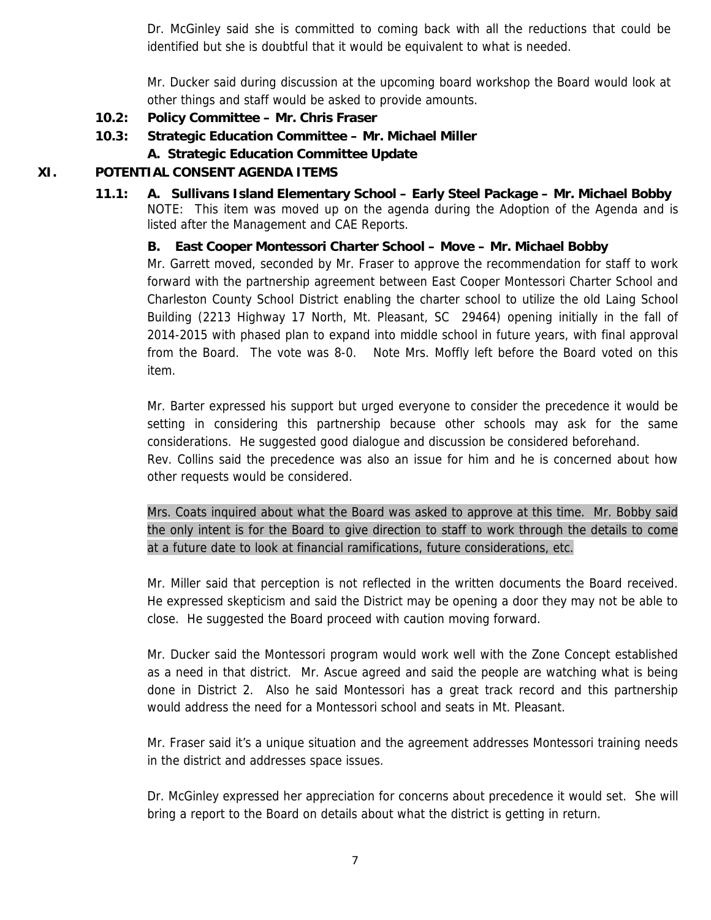Dr. McGinley said she is committed to coming back with all the reductions that could be identified but she is doubtful that it would be equivalent to what is needed.

Mr. Ducker said during discussion at the upcoming board workshop the Board would look at other things and staff would be asked to provide amounts.

**10.2: Policy Committee – Mr. Chris Fraser**

**10.3: Strategic Education Committee – Mr. Michael Miller**

**A. Strategic Education Committee Update**

## XI. POTENTIAL CONSENT AGENDA ITEMS

**11.1: A. Sullivans Island Elementary School – Early Steel Package – Mr. Michael Bobby**

NOTE: This item was moved up on the agenda during the Adoption of the Agenda and is listed after the Management and CAE Reports.

**B. East Cooper Montessori Charter School – Move – Mr. Michael Bobby**

Mr. Garrett moved, seconded by Mr. Fraser to approve the recommendation for staff to work forward with the partnership agreement between East Cooper Montessori Charter School and Charleston County School District enabling the charter school to utilize the old Laing School Building (2213 Highway 17 North, Mt. Pleasant, SC 29464) opening initially in the fall of 2014-2015 with phased plan to expand into middle school in future years, with final approval from the Board. The vote was 8-0. Note Mrs. Moffly left before the Board voted on this item.

Mr. Barter expressed his support but urged everyone to consider the precedence it would be setting in considering this partnership because other schools may ask for the same considerations. He suggested good dialogue and discussion be considered beforehand.
Rev. Collins said the precedence was also an issue for him and he is concerned about how other requests would be considered.

Mrs. Coats inquired about what the Board was asked to approve at this time. Mr. Bobby said the only intent is for the Board to give direction to staff to work through the details to come at a future date to look at financial ramifications, future considerations, etc.

Mr. Miller said that perception is not reflected in the written documents the Board received. He expressed skepticism and said the District may be opening a door they may not be able to close. He suggested the Board proceed with caution moving forward.

Mr. Ducker said the Montessori program would work well with the Zone Concept established as a need in that district. Mr. Ascue agreed and said the people are watching what is being done in District 2. Also he said Montessori has a great track record and this partnership would address the need for a Montessori school and seats in Mt. Pleasant.

Mr. Fraser said it's a unique situation and the agreement addresses Montessori training needs in the district and addresses space issues.

Dr. McGinley expressed her appreciation for concerns about precedence it would set. She will bring a report to the Board on details about what the district is getting in return.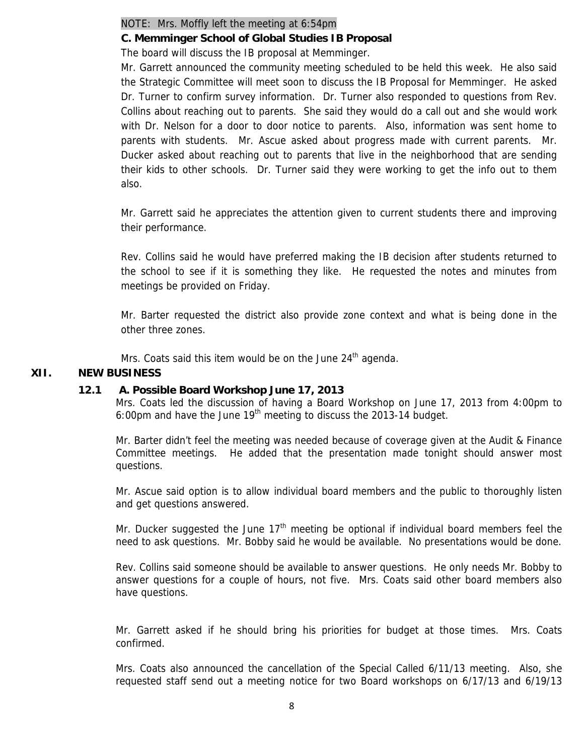NOTE: Mrs. Moffly left the meeting at 6:54pm

**C. Memminger School of Global Studies IB Proposal**

The board will discuss the IB proposal at Memminger.

Mr. Garrett announced the community meeting scheduled to be held this week. He also said the Strategic Committee will meet soon to discuss the IB Proposal for Memminger. He asked Dr. Turner to confirm survey information. Dr. Turner also responded to questions from Rev. Collins about reaching out to parents. She said they would do a call out and she would work with Dr. Nelson for a door to door notice to parents. Also, information was sent home to parents with students. Mr. Ascue asked about progress made with current parents. Mr. Ducker asked about reaching out to parents that live in the neighborhood that are sending their kids to other schools. Dr. Turner said they were working to get the info out to them also.

Mr. Garrett said he appreciates the attention given to current students there and improving their performance.

Rev. Collins said he would have preferred making the IB decision after students returned to the school to see if it is something they like. He requested the notes and minutes from meetings be provided on Friday.

Mr. Barter requested the district also provide zone context and what is being done in the other three zones.

Mrs. Coats said this item would be on the June 24th agenda.

## XII. NEW BUSINESS

### 12.1 A. Possible Board Workshop June 17, 2013

Mrs. Coats led the discussion of having a Board Workshop on June 17, 2013 from 4:00pm to 6:00pm and have the June 19th meeting to discuss the 2013-14 budget.

Mr. Barter didn't feel the meeting was needed because of coverage given at the Audit & Finance Committee meetings. He added that the presentation made tonight should answer most questions.

Mr. Ascue said option is to allow individual board members and the public to thoroughly listen and get questions answered.

Mr. Ducker suggested the June 17th meeting be optional if individual board members feel the need to ask questions. Mr. Bobby said he would be available. No presentations would be done.

Rev. Collins said someone should be available to answer questions. He only needs Mr. Bobby to answer questions for a couple of hours, not five. Mrs. Coats said other board members also have questions.

Mr. Garrett asked if he should bring his priorities for budget at those times. Mrs. Coats confirmed.

Mrs. Coats also announced the cancellation of the Special Called 6/11/13 meeting. Also, she requested staff send out a meeting notice for two Board workshops on 6/17/13 and 6/19/13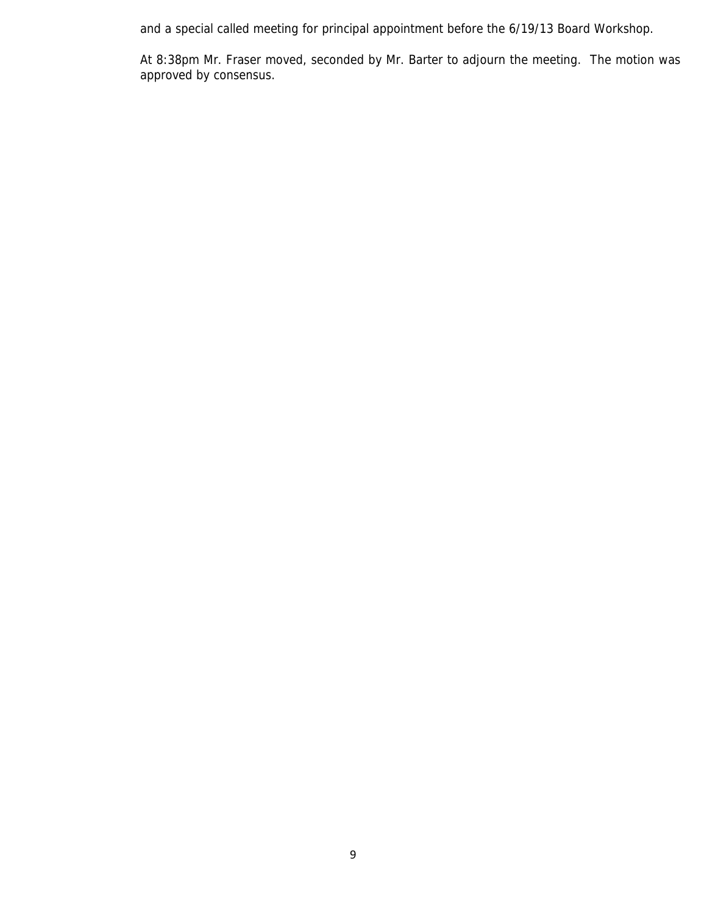and a special called meeting for principal appointment before the 6/19/13 Board Workshop.

At 8:38pm Mr. Fraser moved, seconded by Mr. Barter to adjourn the meeting. The motion was approved by consensus.